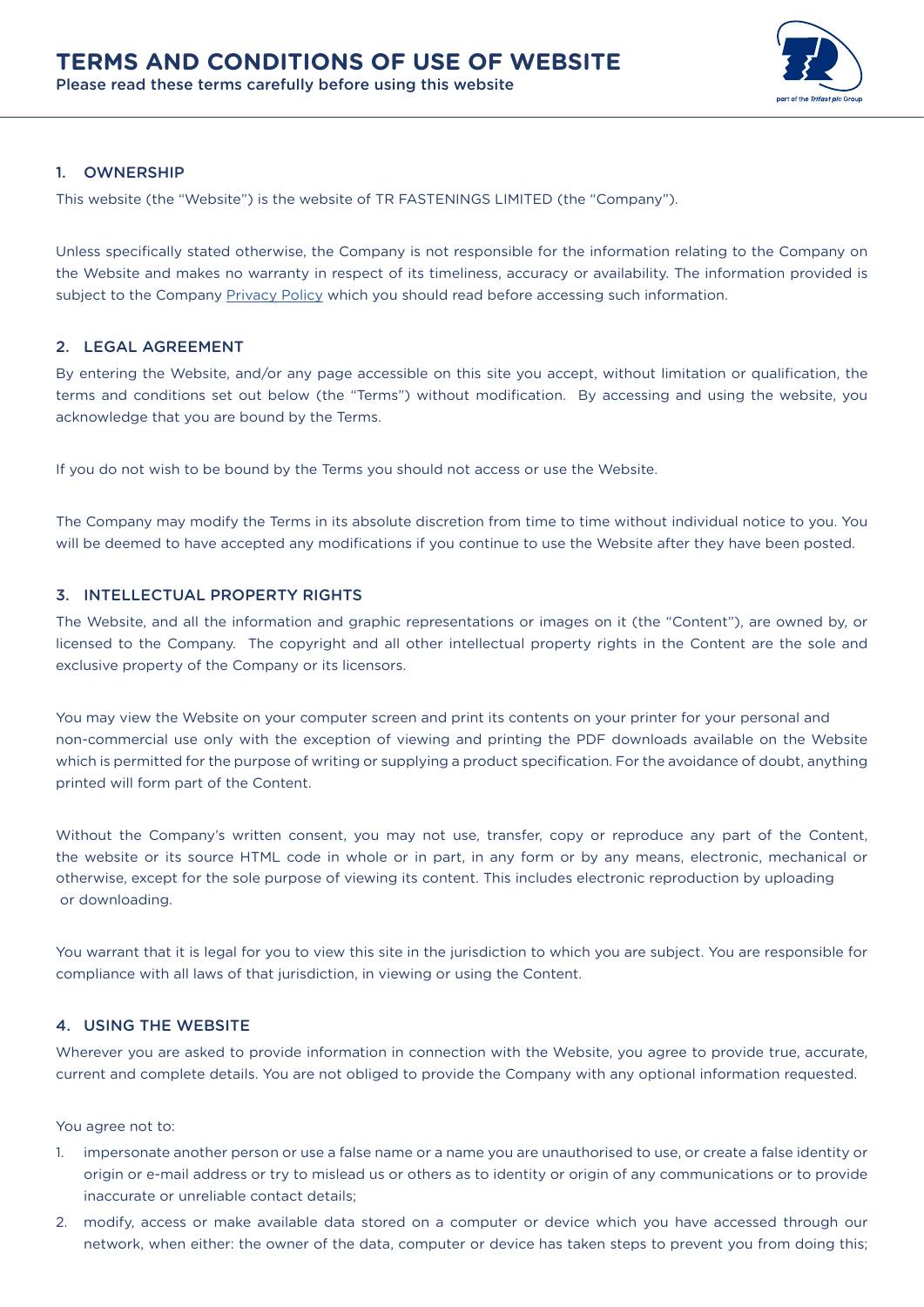# TERMS AND CONDITIONS OF USE OF WEBSITE

Please read these terms carefully before using this website

## 1. OWNERSHIP

This website (the "Website") is the website of TR FASTENINGS LIMITED (the "Company").

Unless specifically stated otherwise, the Company is not responsible for the information relating to the Company on the Website and makes no warranty in respect of its timeliness, accuracy or availability. The information provided is subject to the Company Privacy Policy which you should read before accessing such information.

## 2. LEGAL AGREEMENT

By entering the Website, and/or any page accessible on this site you accept, without limitation or qualification, the terms and conditions set out below (the "Terms") without modification. By accessing and using the website, you acknowledge that you are bound by the Terms.

If you do not wish to be bound by the Terms you should not access or use the Website.

The Company may modify the Terms in its absolute discretion from time to time without individual notice to you. You will be deemed to have accepted any modifications if you continue to use the Website after they have been posted.

## 3. INTELLECTUAL PROPERTY RIGHTS

The Website, and all the information and graphic representations or images on it (the "Content"), are owned by, or licensed to the Company. The copyright and all other intellectual property rights in the Content are the sole and exclusive property of the Company or its licensors.

You may view the Website on your computer screen and print its contents on your printer for your personal and non-commercial use only with the exception of viewing and printing the PDF downloads available on the Website which is permitted for the purpose of writing or supplying a product specification. For the avoidance of doubt, anything printed will form part of the Content.

Without the Company's written consent, you may not use, transfer, copy or reproduce any part of the Content, the website or its source HTML code in whole or in part, in any form or by any means, electronic, mechanical or otherwise, except for the sole purpose of viewing its content. This includes electronic reproduction by uploading or downloading.

You warrant that it is legal for you to view this site in the jurisdiction to which you are subject. You are responsible for compliance with all laws of that jurisdiction, in viewing or using the Content.

## 4. USING THE WEBSITE

Wherever you are asked to provide information in connection with the Website, you agree to provide true, accurate, current and complete details. You are not obliged to provide the Company with any optional information requested.

You agree not to:

1. impersonate another person or use a false name or a name you are unauthorised to use, or create a false identity or origin or e-mail address or try to mislead us or others as to identity or origin of any communications or to provide inaccurate or unreliable contact details;
2. modify, access or make available data stored on a computer or device which you have accessed through our network, when either: the owner of the data, computer or device has taken steps to prevent you from doing this;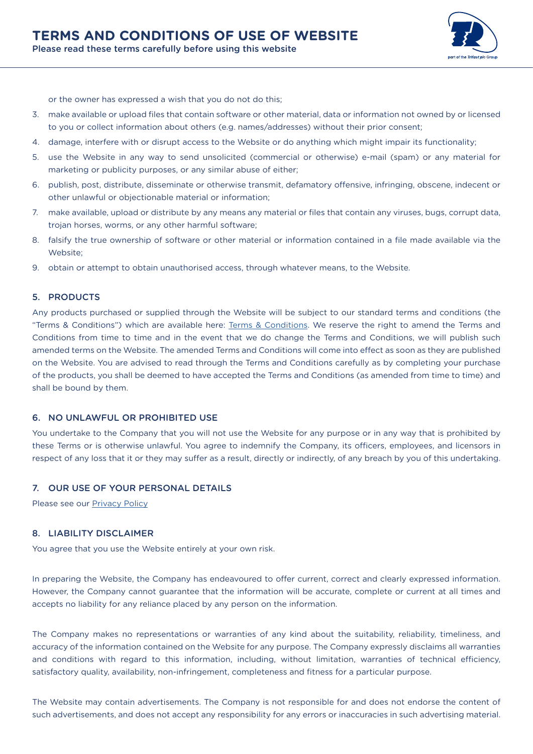or the owner has expressed a wish that you do not do this;

3. make available or upload files that contain software or other material, data or information not owned by or licensed to you or collect information about others (e.g. names/addresses) without their prior consent;
4. damage, interfere with or disrupt access to the Website or do anything which might impair its functionality;
5. use the Website in any way to send unsolicited (commercial or otherwise) e-mail (spam) or any material for marketing or publicity purposes, or any similar abuse of either;
6. publish, post, distribute, disseminate or otherwise transmit, defamatory offensive, infringing, obscene, indecent or other unlawful or objectionable material or information;
7. make available, upload or distribute by any means any material or files that contain any viruses, bugs, corrupt data, trojan horses, worms, or any other harmful software;
8. falsify the true ownership of software or other material or information contained in a file made available via the Website;
9. obtain or attempt to obtain unauthorised access, through whatever means, to the Website.

## 5. PRODUCTS

Any products purchased or supplied through the Website will be subject to our standard terms and conditions (the "Terms & Conditions") which are available here: Terms & Conditions. We reserve the right to amend the Terms and Conditions from time to time and in the event that we do change the Terms and Conditions, we will publish such amended terms on the Website. The amended Terms and Conditions will come into effect as soon as they are published on the Website. You are advised to read through the Terms and Conditions carefully as by completing your purchase of the products, you shall be deemed to have accepted the Terms and Conditions (as amended from time to time) and shall be bound by them.

## 6. NO UNLAWFUL OR PROHIBITED USE

You undertake to the Company that you will not use the Website for any purpose or in any way that is prohibited by these Terms or is otherwise unlawful. You agree to indemnify the Company, its officers, employees, and licensors in respect of any loss that it or they may suffer as a result, directly or indirectly, of any breach by you of this undertaking.

## 7. OUR USE OF YOUR PERSONAL DETAILS

Please see our Privacy Policy

## 8. LIABILITY DISCLAIMER

You agree that you use the Website entirely at your own risk.

In preparing the Website, the Company has endeavoured to offer current, correct and clearly expressed information. However, the Company cannot guarantee that the information will be accurate, complete or current at all times and accepts no liability for any reliance placed by any person on the information.

The Company makes no representations or warranties of any kind about the suitability, reliability, timeliness, and accuracy of the information contained on the Website for any purpose. The Company expressly disclaims all warranties and conditions with regard to this information, including, without limitation, warranties of technical efficiency, satisfactory quality, availability, non-infringement, completeness and fitness for a particular purpose.

The Website may contain advertisements. The Company is not responsible for and does not endorse the content of such advertisements, and does not accept any responsibility for any errors or inaccuracies in such advertising material.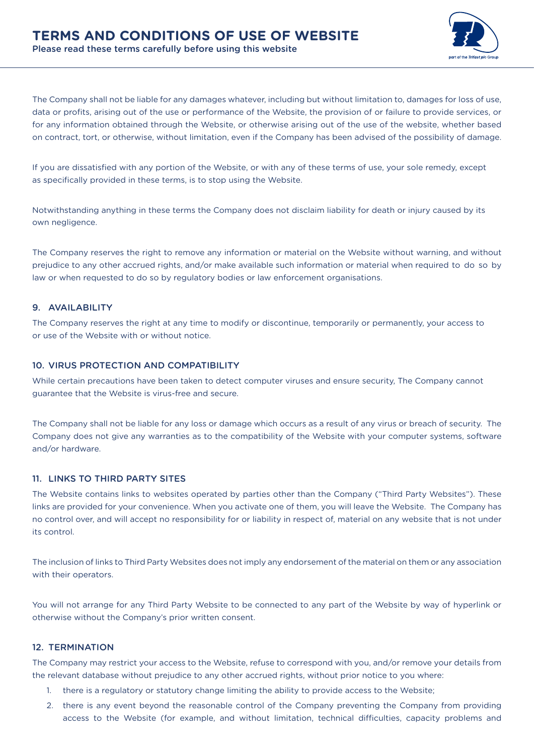The Company shall not be liable for any damages whatever, including but without limitation to, damages for loss of use, data or profits, arising out of the use or performance of the Website, the provision of or failure to provide services, or for any information obtained through the Website, or otherwise arising out of the use of the website, whether based on contract, tort, or otherwise, without limitation, even if the Company has been advised of the possibility of damage.

If you are dissatisfied with any portion of the Website, or with any of these terms of use, your sole remedy, except as specifically provided in these terms, is to stop using the Website.

Notwithstanding anything in these terms the Company does not disclaim liability for death or injury caused by its own negligence.

The Company reserves the right to remove any information or material on the Website without warning, and without prejudice to any other accrued rights, and/or make available such information or material when required to do so by law or when requested to do so by regulatory bodies or law enforcement organisations.

## 9. AVAILABILITY

The Company reserves the right at any time to modify or discontinue, temporarily or permanently, your access to or use of the Website with or without notice.

## 10. VIRUS PROTECTION AND COMPATIBILITY

While certain precautions have been taken to detect computer viruses and ensure security, The Company cannot guarantee that the Website is virus-free and secure.

The Company shall not be liable for any loss or damage which occurs as a result of any virus or breach of security. The Company does not give any warranties as to the compatibility of the Website with your computer systems, software and/or hardware.

## 11. LINKS TO THIRD PARTY SITES

The Website contains links to websites operated by parties other than the Company ("Third Party Websites"). These links are provided for your convenience. When you activate one of them, you will leave the Website. The Company has no control over, and will accept no responsibility for or liability in respect of, material on any website that is not under its control.

The inclusion of links to Third Party Websites does not imply any endorsement of the material on them or any association with their operators.

You will not arrange for any Third Party Website to be connected to any part of the Website by way of hyperlink or otherwise without the Company's prior written consent.

## 12. TERMINATION

The Company may restrict your access to the Website, refuse to correspond with you, and/or remove your details from the relevant database without prejudice to any other accrued rights, without prior notice to you where:

1. there is a regulatory or statutory change limiting the ability to provide access to the Website;
2. there is any event beyond the reasonable control of the Company preventing the Company from providing access to the Website (for example, and without limitation, technical difficulties, capacity problems and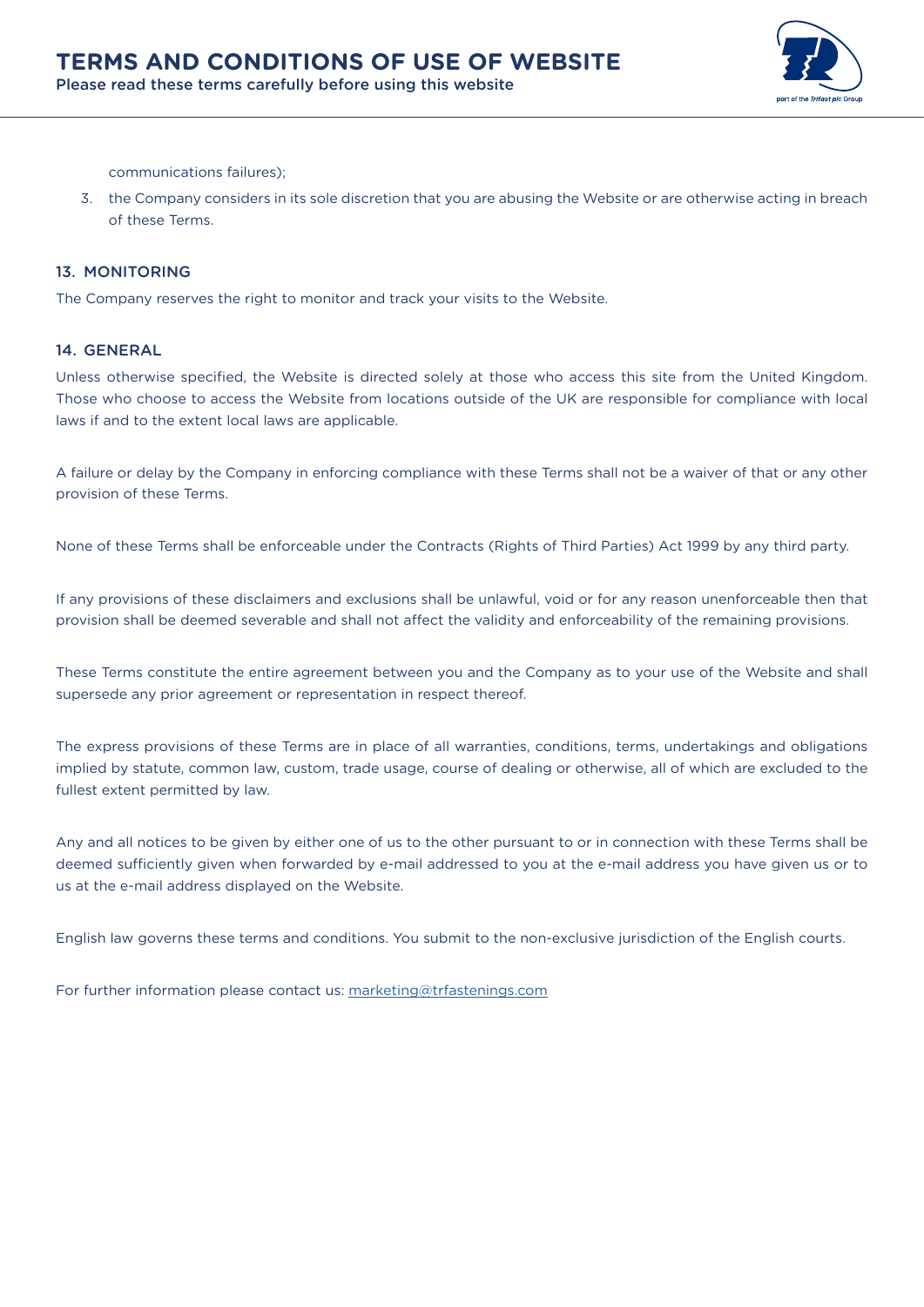communications failures);

3. the Company considers in its sole discretion that you are abusing the Website or are otherwise acting in breach of these Terms.

## 13. MONITORING

The Company reserves the right to monitor and track your visits to the Website.

## 14. GENERAL

Unless otherwise specified, the Website is directed solely at those who access this site from the United Kingdom. Those who choose to access the Website from locations outside of the UK are responsible for compliance with local laws if and to the extent local laws are applicable.

A failure or delay by the Company in enforcing compliance with these Terms shall not be a waiver of that or any other provision of these Terms.

None of these Terms shall be enforceable under the Contracts (Rights of Third Parties) Act 1999 by any third party.

If any provisions of these disclaimers and exclusions shall be unlawful, void or for any reason unenforceable then that provision shall be deemed severable and shall not affect the validity and enforceability of the remaining provisions.

These Terms constitute the entire agreement between you and the Company as to your use of the Website and shall supersede any prior agreement or representation in respect thereof.

The express provisions of these Terms are in place of all warranties, conditions, terms, undertakings and obligations implied by statute, common law, custom, trade usage, course of dealing or otherwise, all of which are excluded to the fullest extent permitted by law.

Any and all notices to be given by either one of us to the other pursuant to or in connection with these Terms shall be deemed sufficiently given when forwarded by e-mail addressed to you at the e-mail address you have given us or to us at the e-mail address displayed on the Website.

English law governs these terms and conditions. You submit to the non-exclusive jurisdiction of the English courts.

For further information please contact us: marketing@trfastenings.com